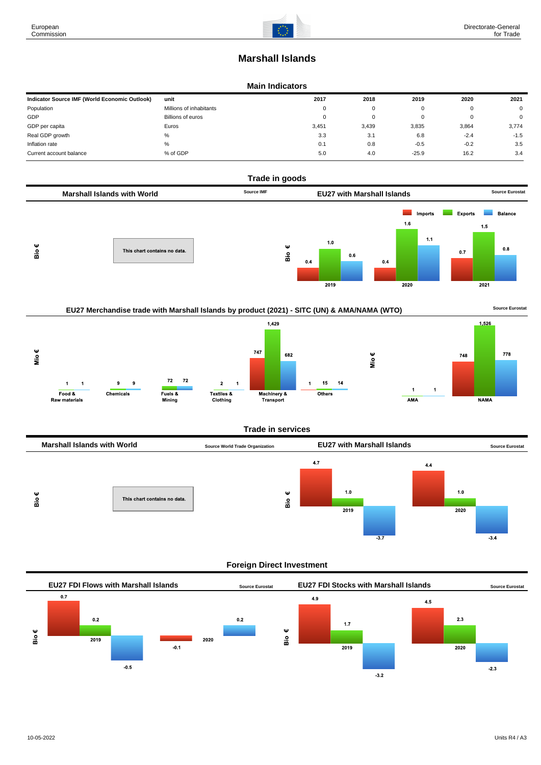# Marshall Islands

## Main Indicators

| Indicator Source IMF (World Economic Outlook) | unit | 2017 | 2018 | 2019 | 2020 | 2021 |
|---|---|---|---|---|---|---|
| Population | Millions of inhabitants | 0 | 0 | 0 | 0 | 0 |
| GDP | Billions of euros | 0 | 0 | 0 | 0 | 0 |
| GDP per capita | Euros | 3,451 | 3,439 | 3,835 | 3,864 | 3,774 |
| Real GDP growth | % | 3.3 | 3.1 | 6.8 | -2.4 | -1.5 |
| Inflation rate | % | 0.1 | 0.8 | -0.5 | -0.2 | 3.5 |
| Current account balance | % of GDP | 5.0 | 4.0 | -25.9 | 16.2 | 3.4 |

## Trade in goods

### Marshall Islands with World

Source IMF

Bio €

This chart contains no data.

### EU27 with Marshall Islands

Source Eurostat

Bio €

| | Imports | Exports | Balance |
|---|---|---|---|
| 2019 | 0.4 | 1.0 | 0.6 |
| 2020 | 0.4 | 1.6 | 1.1 |
| 2021 | 0.7 | 1.5 | 0.8 |

### EU27 Merchandise trade with Marshall Islands by product (2021) - SITC (UN) & AMA/NAMA (WTO)

Source Eurostat

Mio €

| | Imports | Exports | Balance |
|---|---|---|---|
| Food & Raw materials | 1 | 1 | |
| Chemicals | | 9 | 9 |
| Fuels & Mining | | 72 | 72 |
| Textiles & Clothing | 2 | 1 | |
| Machinery & Transport | 747 | 1,429 | 682 |
| Others | 1 | 15 | 14 |

Mio €

| | Imports | Exports | Balance |
|---|---|---|---|
| AMA | 1 | | 1 |
| NAMA | 748 | 1,526 | 778 |

## Trade in services

### Marshall Islands with World

Source World Trade Organization

Bio €

This chart contains no data.

### EU27 with Marshall Islands

Source Eurostat

Bio €

| | Imports | Exports | Balance |
|---|---|---|---|
| 2019 | 4.7 | 1.0 | -3.7 |
| 2020 | 4.4 | 1.0 | -3.4 |

## Foreign Direct Investment

### EU27 FDI Flows with Marshall Islands

Source Eurostat

Bio €

| | Inward | Outward | Balance |
|---|---|---|---|
| 2019 | 0.7 | 0.2 | -0.5 |
| 2020 | -0.1 | | 0.2 |

### EU27 FDI Stocks with Marshall Islands

Source Eurostat

Bio €

| | Inward | Outward | Balance |
|---|---|---|---|
| 2019 | 4.9 | 1.7 | -3.2 |
| 2020 | 4.5 | 2.3 | -2.3 |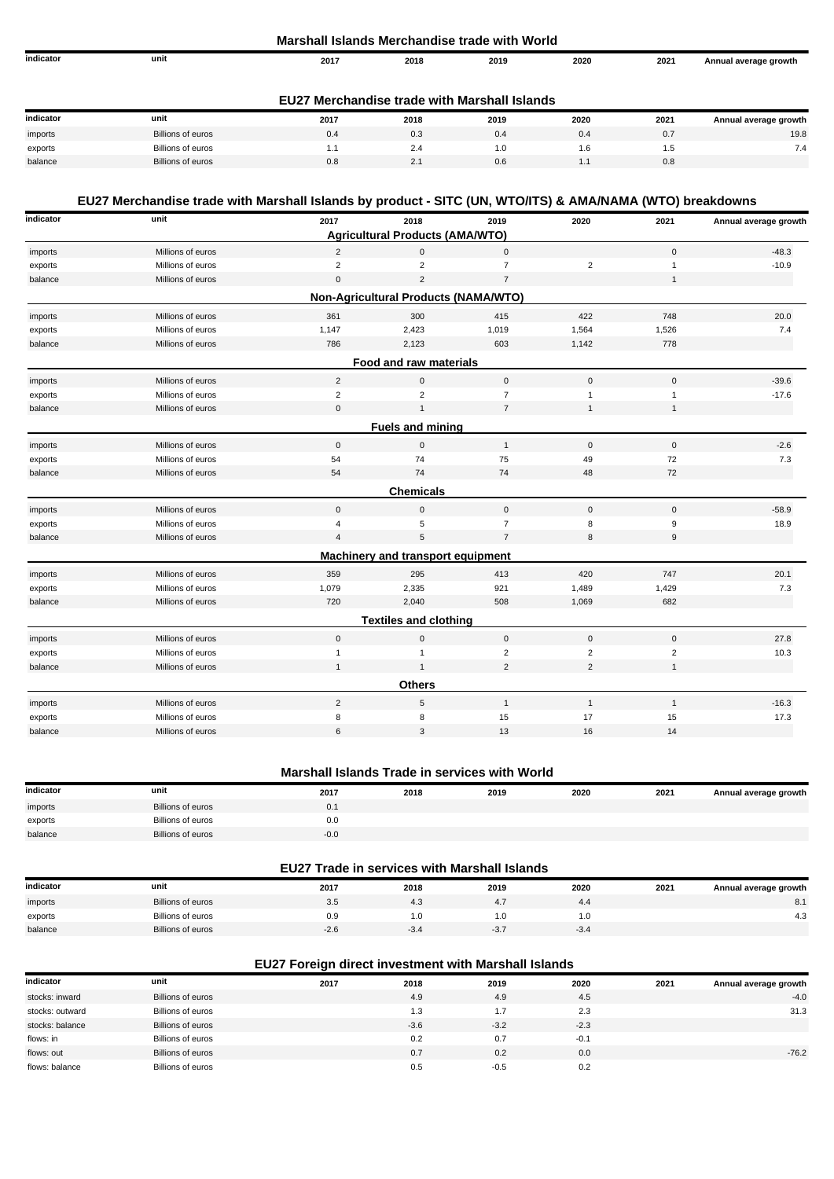## Marshall Islands Merchandise trade with World

| indicator | unit | 2017 | 2018 | 2019 | 2020 | 2021 | Annual average growth |
|---|---|---|---|---|---|---|---|

## EU27 Merchandise trade with Marshall Islands

| indicator | unit | 2017 | 2018 | 2019 | 2020 | 2021 | Annual average growth |
|---|---|---|---|---|---|---|---|
| imports | Billions of euros | 0.4 | 0.3 | 0.4 | 0.4 | 0.7 | 19.8 |
| exports | Billions of euros | 1.1 | 2.4 | 1.0 | 1.6 | 1.5 | 7.4 |
| balance | Billions of euros | 0.8 | 2.1 | 0.6 | 1.1 | 0.8 | |

## EU27 Merchandise trade with Marshall Islands by product - SITC (UN, WTO/ITS) & AMA/NAMA (WTO) breakdowns

| indicator | unit | 2017 | 2018 | 2019 | 2020 | 2021 | Annual average growth |
|---|---|---|---|---|---|---|---|
| **Agricultural Products (AMA/WTO)** | | | | | | | |
| imports | Millions of euros | 2 | 0 | 0 | | 0 | -48.3 |
| exports | Millions of euros | 2 | 2 | 7 | 2 | 1 | -10.9 |
| balance | Millions of euros | 0 | 2 | 7 | | 1 | |
| **Non-Agricultural Products (NAMA/WTO)** | | | | | | | |
| imports | Millions of euros | 361 | 300 | 415 | 422 | 748 | 20.0 |
| exports | Millions of euros | 1,147 | 2,423 | 1,019 | 1,564 | 1,526 | 7.4 |
| balance | Millions of euros | 786 | 2,123 | 603 | 1,142 | 778 | |
| **Food and raw materials** | | | | | | | |
| imports | Millions of euros | 2 | 0 | 0 | 0 | 0 | -39.6 |
| exports | Millions of euros | 2 | 2 | 7 | 1 | 1 | -17.6 |
| balance | Millions of euros | 0 | 1 | 7 | 1 | 1 | |
| **Fuels and mining** | | | | | | | |
| imports | Millions of euros | 0 | 0 | 1 | 0 | 0 | -2.6 |
| exports | Millions of euros | 54 | 74 | 75 | 49 | 72 | 7.3 |
| balance | Millions of euros | 54 | 74 | 74 | 48 | 72 | |
| **Chemicals** | | | | | | | |
| imports | Millions of euros | 0 | 0 | 0 | 0 | 0 | -58.9 |
| exports | Millions of euros | 4 | 5 | 7 | 8 | 9 | 18.9 |
| balance | Millions of euros | 4 | 5 | 7 | 8 | 9 | |
| **Machinery and transport equipment** | | | | | | | |
| imports | Millions of euros | 359 | 295 | 413 | 420 | 747 | 20.1 |
| exports | Millions of euros | 1,079 | 2,335 | 921 | 1,489 | 1,429 | 7.3 |
| balance | Millions of euros | 720 | 2,040 | 508 | 1,069 | 682 | |
| **Textiles and clothing** | | | | | | | |
| imports | Millions of euros | 0 | 0 | 0 | 0 | 0 | 27.8 |
| exports | Millions of euros | 1 | 1 | 2 | 2 | 2 | 10.3 |
| balance | Millions of euros | 1 | 1 | 2 | 2 | 1 | |
| **Others** | | | | | | | |
| imports | Millions of euros | 2 | 5 | 1 | 1 | 1 | -16.3 |
| exports | Millions of euros | 8 | 8 | 15 | 17 | 15 | 17.3 |
| balance | Millions of euros | 6 | 3 | 13 | 16 | 14 | |

## Marshall Islands Trade in services with World

| indicator | unit | 2017 | 2018 | 2019 | 2020 | 2021 | Annual average growth |
|---|---|---|---|---|---|---|---|
| imports | Billions of euros | 0.1 | | | | | |
| exports | Billions of euros | 0.0 | | | | | |
| balance | Billions of euros | -0.0 | | | | | |

## EU27 Trade in services with Marshall Islands

| indicator | unit | 2017 | 2018 | 2019 | 2020 | 2021 | Annual average growth |
|---|---|---|---|---|---|---|---|
| imports | Billions of euros | 3.5 | 4.3 | 4.7 | 4.4 | | 8.1 |
| exports | Billions of euros | 0.9 | 1.0 | 1.0 | 1.0 | | 4.3 |
| balance | Billions of euros | -2.6 | -3.4 | -3.7 | -3.4 | | |

## EU27 Foreign direct investment with Marshall Islands

| indicator | unit | 2017 | 2018 | 2019 | 2020 | 2021 | Annual average growth |
|---|---|---|---|---|---|---|---|
| stocks: inward | Billions of euros | | 4.9 | 4.9 | 4.5 | | -4.0 |
| stocks: outward | Billions of euros | | 1.3 | 1.7 | 2.3 | | 31.3 |
| stocks: balance | Billions of euros | | -3.6 | -3.2 | -2.3 | | |
| flows: in | Billions of euros | | 0.2 | 0.7 | -0.1 | | |
| flows: out | Billions of euros | | 0.7 | 0.2 | 0.0 | | -76.2 |
| flows: balance | Billions of euros | | 0.5 | -0.5 | 0.2 | | |